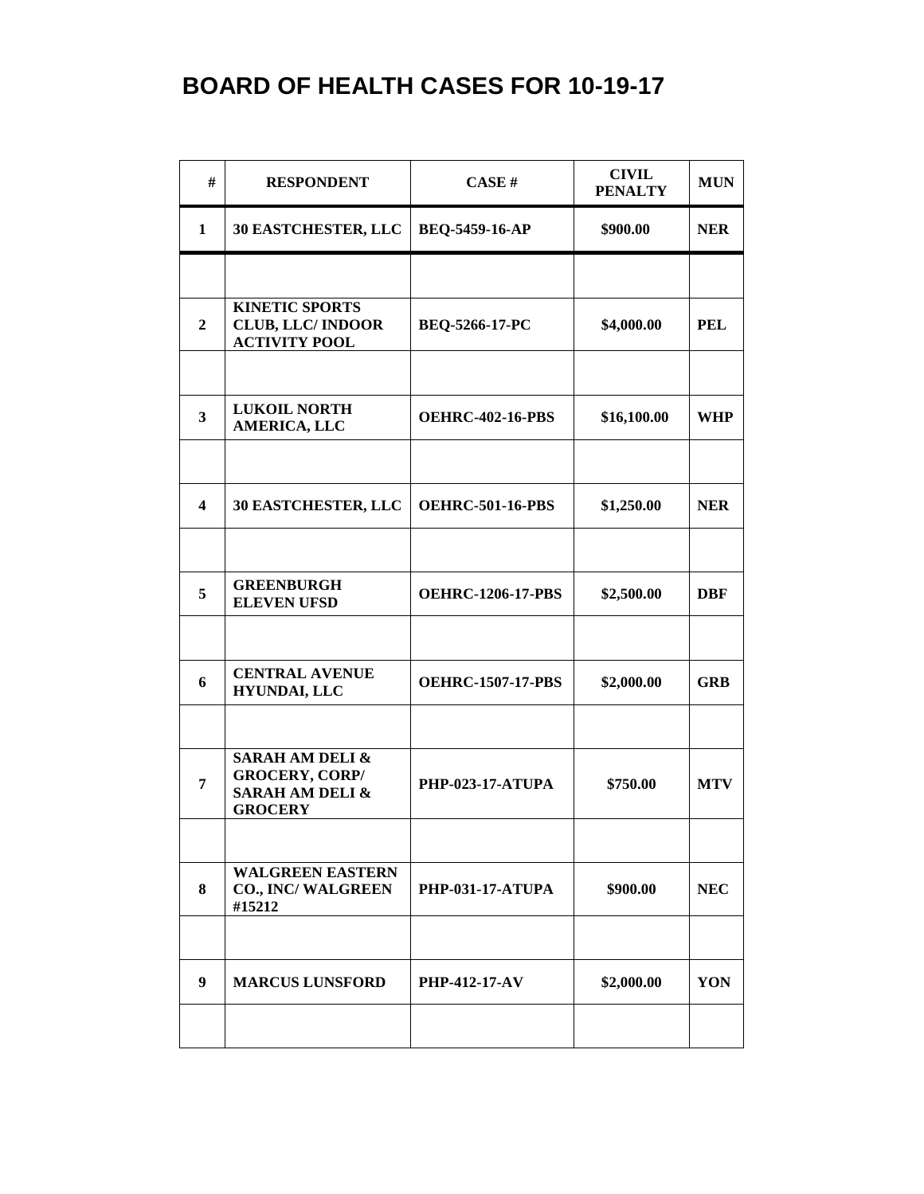# BOARD OF HEALTH CASES FOR 10-19-17

| # | RESPONDENT | CASE # | CIVIL PENALTY | MUN |
|---|---|---|---|---|
| 1 | 30 EASTCHESTER, LLC | BEQ-5459-16-AP | $900.00 | NER |
| | | | | |
| 2 | KINETIC SPORTS CLUB, LLC/ INDOOR ACTIVITY POOL | BEQ-5266-17-PC | $4,000.00 | PEL |
| | | | | |
| 3 | LUKOIL NORTH AMERICA, LLC | OEHRC-402-16-PBS | $16,100.00 | WHP |
| | | | | |
| 4 | 30 EASTCHESTER, LLC | OEHRC-501-16-PBS | $1,250.00 | NER |
| | | | | |
| 5 | GREENBURGH ELEVEN UFSD | OEHRC-1206-17-PBS | $2,500.00 | DBF |
| | | | | |
| 6 | CENTRAL AVENUE HYUNDAI, LLC | OEHRC-1507-17-PBS | $2,000.00 | GRB |
| | | | | |
| 7 | SARAH AM DELI & GROCERY, CORP/ SARAH AM DELI & GROCERY | PHP-023-17-ATUPA | $750.00 | MTV |
| | | | | |
| 8 | WALGREEN EASTERN CO., INC/ WALGREEN #15212 | PHP-031-17-ATUPA | $900.00 | NEC |
| | | | | |
| 9 | MARCUS LUNSFORD | PHP-412-17-AV | $2,000.00 | YON |
| | | | | |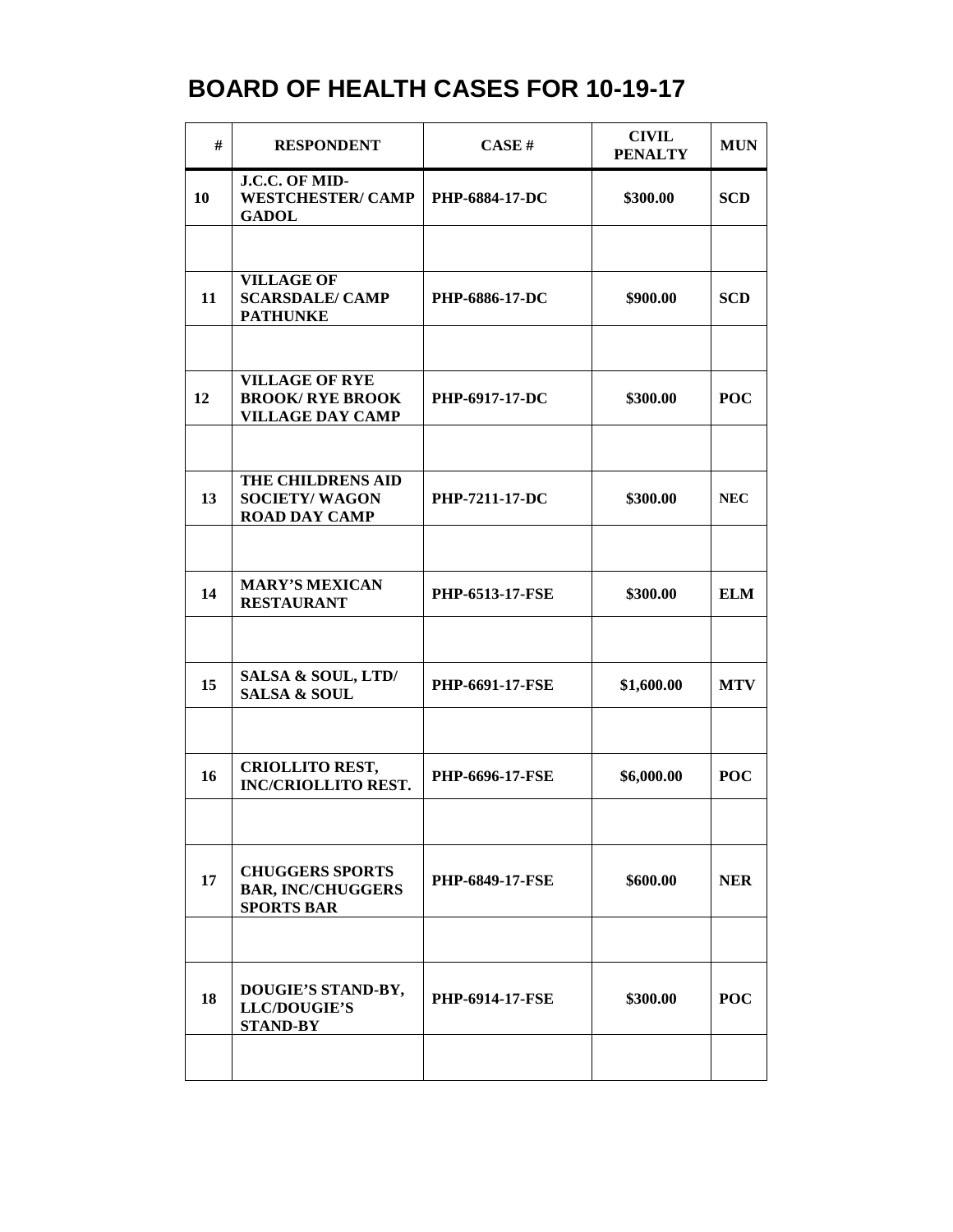# BOARD OF HEALTH CASES FOR 10-19-17

| # | RESPONDENT | CASE # | CIVIL PENALTY | MUN |
|---|---|---|---|---|
| 10 | J.C.C. OF MID-WESTCHESTER/ CAMP GADOL | PHP-6884-17-DC | $300.00 | SCD |
| | | | | |
| 11 | VILLAGE OF SCARSDALE/ CAMP PATHUNKE | PHP-6886-17-DC | $900.00 | SCD |
| | | | | |
| 12 | VILLAGE OF RYE BROOK/ RYE BROOK VILLAGE DAY CAMP | PHP-6917-17-DC | $300.00 | POC |
| | | | | |
| 13 | THE CHILDRENS AID SOCIETY/ WAGON ROAD DAY CAMP | PHP-7211-17-DC | $300.00 | NEC |
| | | | | |
| 14 | MARY'S MEXICAN RESTAURANT | PHP-6513-17-FSE | $300.00 | ELM |
| | | | | |
| 15 | SALSA & SOUL, LTD/ SALSA & SOUL | PHP-6691-17-FSE | $1,600.00 | MTV |
| | | | | |
| 16 | CRIOLLITO REST, INC/CRIOLLITO REST. | PHP-6696-17-FSE | $6,000.00 | POC |
| | | | | |
| 17 | CHUGGERS SPORTS BAR, INC/CHUGGERS SPORTS BAR | PHP-6849-17-FSE | $600.00 | NER |
| | | | | |
| 18 | DOUGIE'S STAND-BY, LLC/DOUGIE'S STAND-BY | PHP-6914-17-FSE | $300.00 | POC |
| | | | | |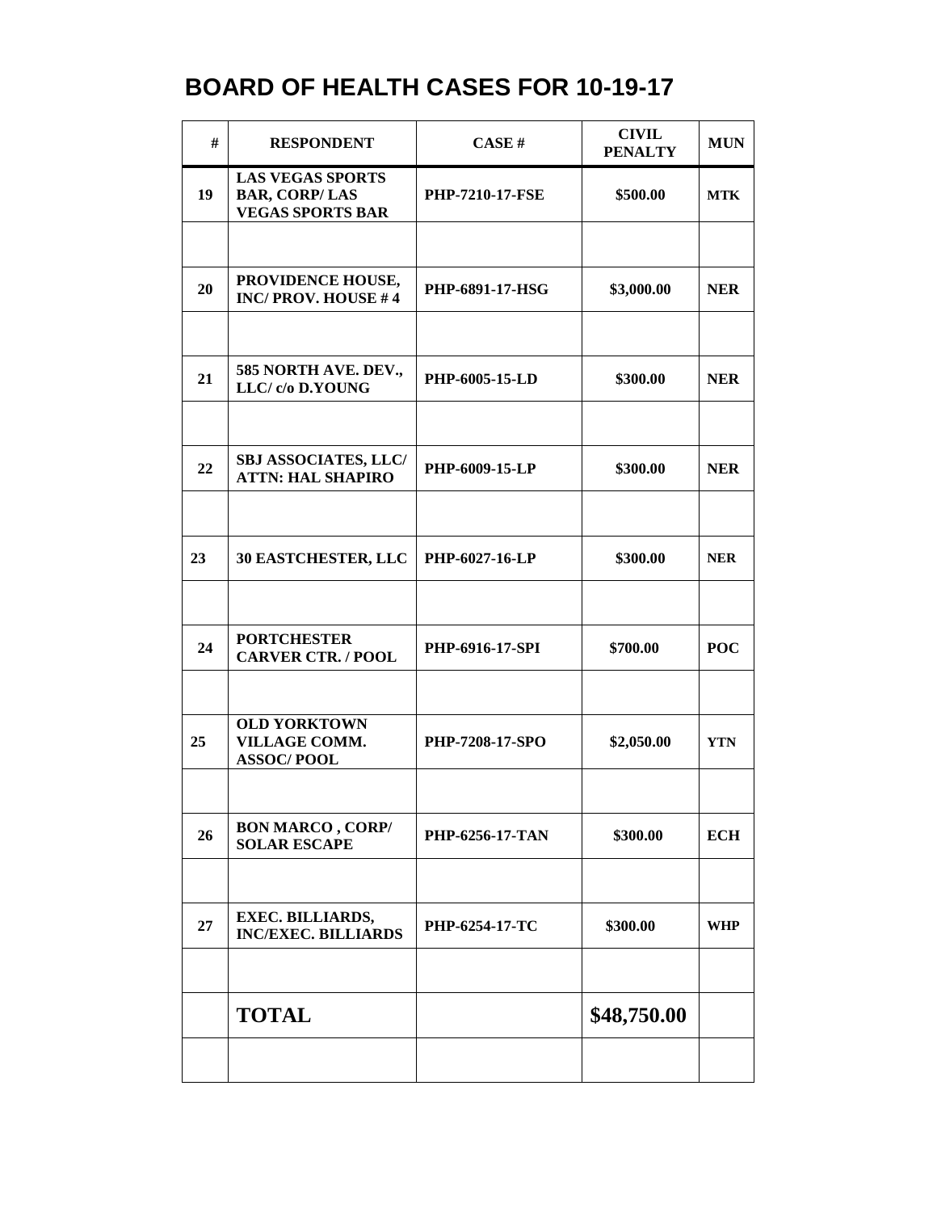# BOARD OF HEALTH CASES FOR 10-19-17

| # | RESPONDENT | CASE # | CIVIL PENALTY | MUN |
|---|---|---|---|---|
| 19 | LAS VEGAS SPORTS BAR, CORP/ LAS VEGAS SPORTS BAR | PHP-7210-17-FSE | $500.00 | MTK |
| | | | | |
| 20 | PROVIDENCE HOUSE, INC/ PROV. HOUSE # 4 | PHP-6891-17-HSG | $3,000.00 | NER |
| | | | | |
| 21 | 585 NORTH AVE. DEV., LLC/ c/o D.YOUNG | PHP-6005-15-LD | $300.00 | NER |
| | | | | |
| 22 | SBJ ASSOCIATES, LLC/ ATTN: HAL SHAPIRO | PHP-6009-15-LP | $300.00 | NER |
| | | | | |
| 23 | 30 EASTCHESTER, LLC | PHP-6027-16-LP | $300.00 | NER |
| | | | | |
| 24 | PORTCHESTER CARVER CTR. / POOL | PHP-6916-17-SPI | $700.00 | POC |
| | | | | |
| 25 | OLD YORKTOWN VILLAGE COMM. ASSOC/ POOL | PHP-7208-17-SPO | $2,050.00 | YTN |
| | | | | |
| 26 | BON MARCO , CORP/ SOLAR ESCAPE | PHP-6256-17-TAN | $300.00 | ECH |
| | | | | |
| 27 | EXEC. BILLIARDS, INC/EXEC. BILLIARDS | PHP-6254-17-TC | $300.00 | WHP |
| | | | | |
| | **TOTAL** | | **$48,750.00** | |
| | | | | |